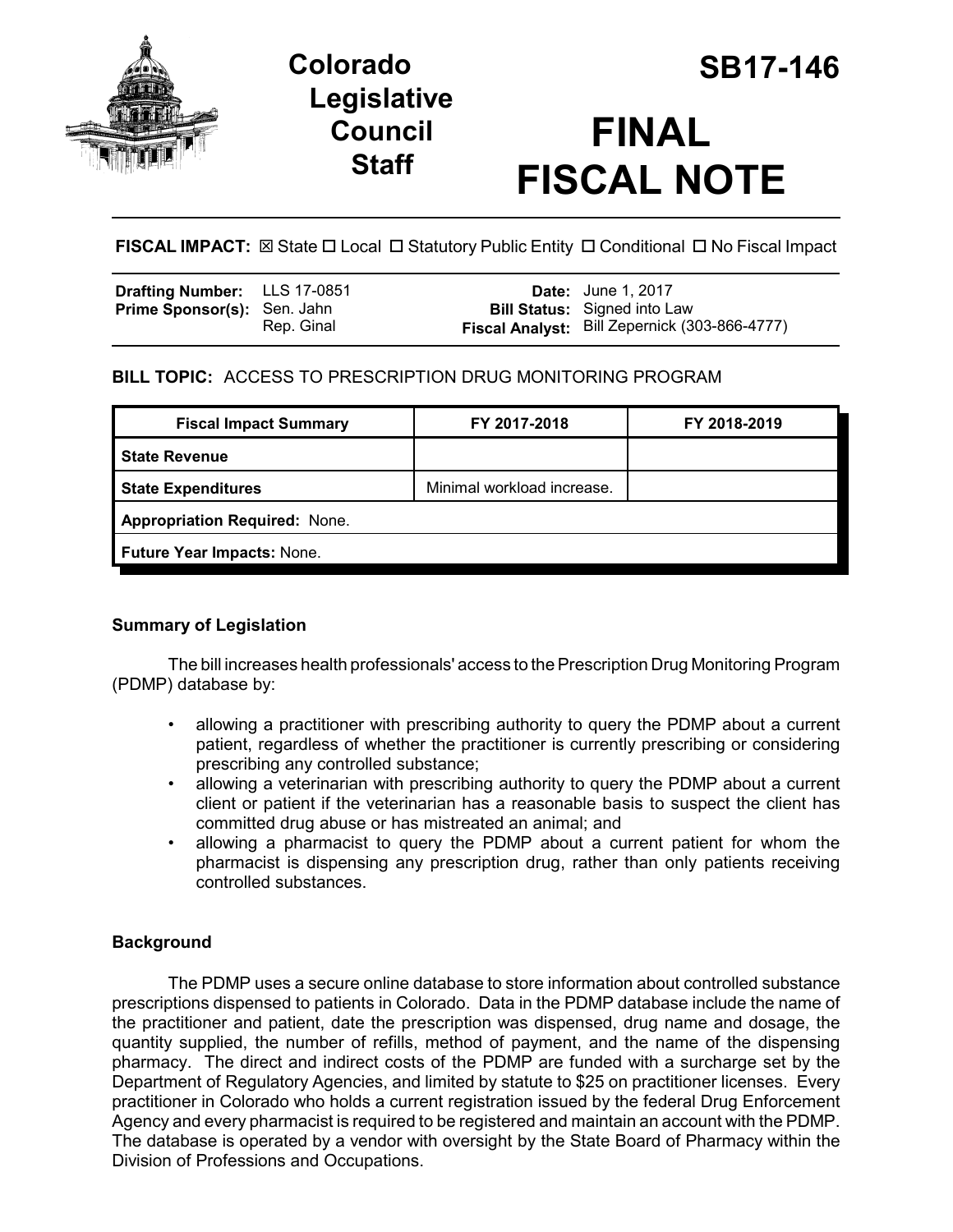# Colorado Legislative Council Staff

# SB17-146

# FINAL FISCAL NOTE

**FISCAL IMPACT:** ☒ State ☐ Local ☐ Statutory Public Entity ☐ Conditional ☐ No Fiscal Impact

| | | | |
|---|---|---|---|
| **Drafting Number:** | LLS 17-0851 | **Date:** | June 1, 2017 |
| **Prime Sponsor(s):** | Sen. Jahn<br>Rep. Ginal | **Bill Status:** | Signed into Law |
| | | **Fiscal Analyst:** | Bill Zepernick (303-866-4777) |

**BILL TOPIC:** ACCESS TO PRESCRIPTION DRUG MONITORING PROGRAM

| Fiscal Impact Summary | FY 2017-2018 | FY 2018-2019 |
|---|---|---|
| **State Revenue** | | |
| **State Expenditures** | Minimal workload increase. | |
| **Appropriation Required:** None. | | |
| **Future Year Impacts:** None. | | |

### Summary of Legislation

The bill increases health professionals' access to the Prescription Drug Monitoring Program (PDMP) database by:

- allowing a practitioner with prescribing authority to query the PDMP about a current patient, regardless of whether the practitioner is currently prescribing or considering prescribing any controlled substance;
- allowing a veterinarian with prescribing authority to query the PDMP about a current client or patient if the veterinarian has a reasonable basis to suspect the client has committed drug abuse or has mistreated an animal; and
- allowing a pharmacist to query the PDMP about a current patient for whom the pharmacist is dispensing any prescription drug, rather than only patients receiving controlled substances.

### Background

The PDMP uses a secure online database to store information about controlled substance prescriptions dispensed to patients in Colorado. Data in the PDMP database include the name of the practitioner and patient, date the prescription was dispensed, drug name and dosage, the quantity supplied, the number of refills, method of payment, and the name of the dispensing pharmacy. The direct and indirect costs of the PDMP are funded with a surcharge set by the Department of Regulatory Agencies, and limited by statute to $25 on practitioner licenses. Every practitioner in Colorado who holds a current registration issued by the federal Drug Enforcement Agency and every pharmacist is required to be registered and maintain an account with the PDMP. The database is operated by a vendor with oversight by the State Board of Pharmacy within the Division of Professions and Occupations.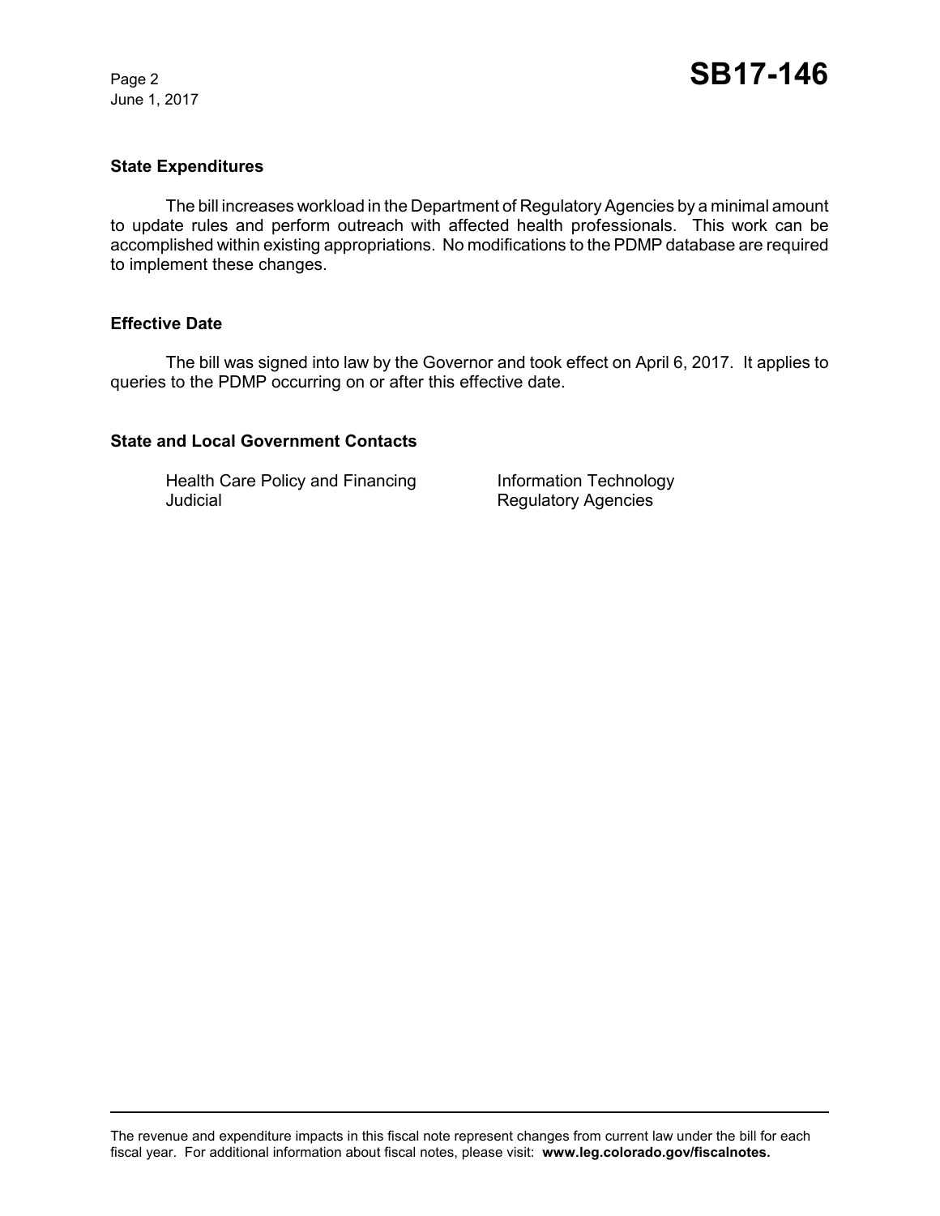### State Expenditures

The bill increases workload in the Department of Regulatory Agencies by a minimal amount to update rules and perform outreach with affected health professionals. This work can be accomplished within existing appropriations. No modifications to the PDMP database are required to implement these changes.

### Effective Date

The bill was signed into law by the Governor and took effect on April 6, 2017. It applies to queries to the PDMP occurring on or after this effective date.

### State and Local Government Contacts

| | |
|---|---|
| Health Care Policy and Financing | Information Technology |
| Judicial | Regulatory Agencies |

The revenue and expenditure impacts in this fiscal note represent changes from current law under the bill for each fiscal year. For additional information about fiscal notes, please visit: **www.leg.colorado.gov/fiscalnotes.**